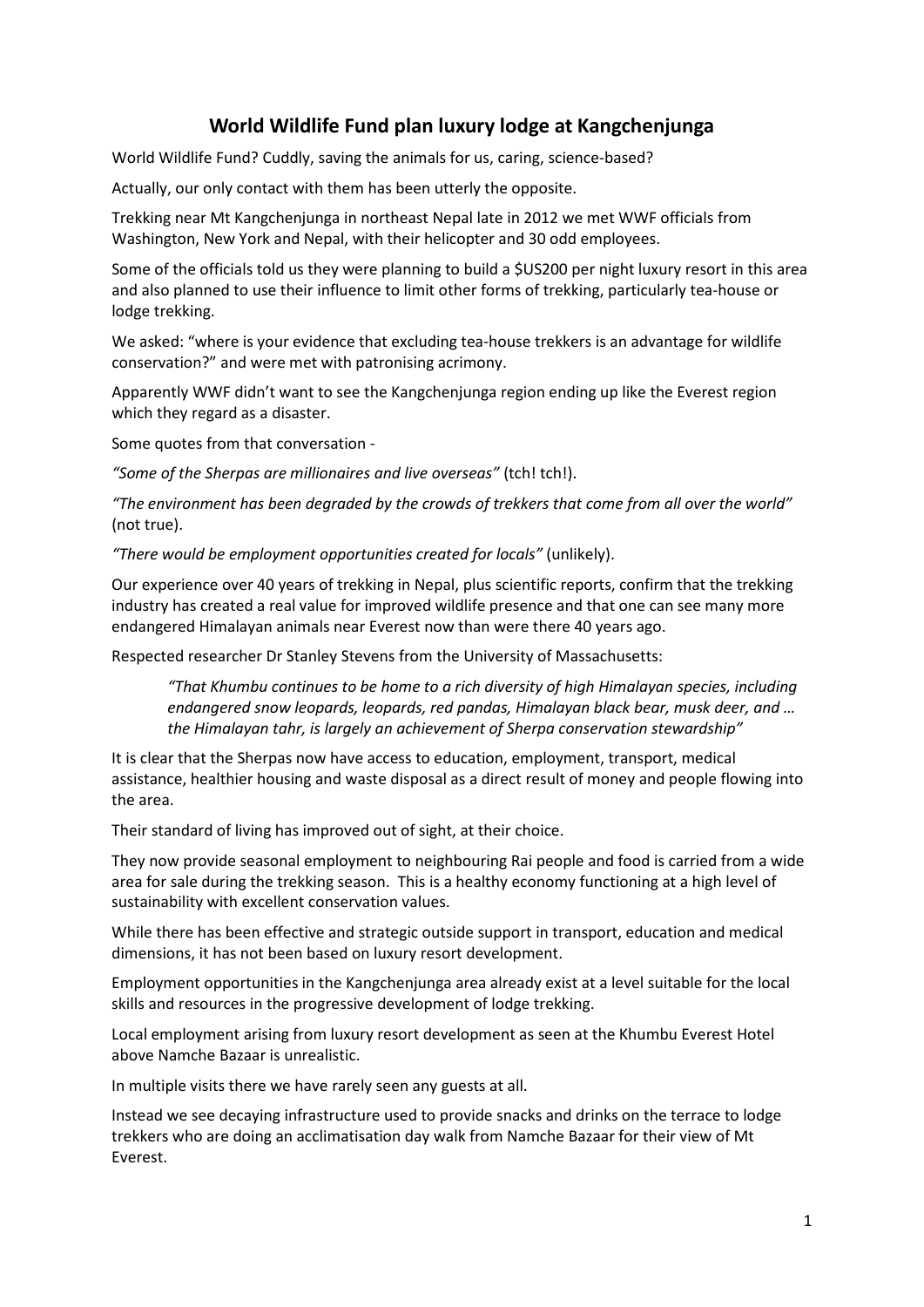# World Wildlife Fund plan luxury lodge at Kangchenjunga

World Wildlife Fund? Cuddly, saving the animals for us, caring, science-based?

Actually, our only contact with them has been utterly the opposite.

Trekking near Mt Kangchenjunga in northeast Nepal late in 2012 we met WWF officials from Washington, New York and Nepal, with their helicopter and 30 odd employees.

Some of the officials told us they were planning to build a $US200 per night luxury resort in this area and also planned to use their influence to limit other forms of trekking, particularly tea-house or lodge trekking.

We asked: "where is your evidence that excluding tea-house trekkers is an advantage for wildlife conservation?" and were met with patronising acrimony.

Apparently WWF didn't want to see the Kangchenjunga region ending up like the Everest region which they regard as a disaster.

Some quotes from that conversation -

*"Some of the Sherpas are millionaires and live overseas"* (tch! tch!).

*"The environment has been degraded by the crowds of trekkers that come from all over the world"* (not true).

*"There would be employment opportunities created for locals"* (unlikely).

Our experience over 40 years of trekking in Nepal, plus scientific reports, confirm that the trekking industry has created a real value for improved wildlife presence and that one can see many more endangered Himalayan animals near Everest now than were there 40 years ago.

Respected researcher Dr Stanley Stevens from the University of Massachusetts:

> *"That Khumbu continues to be home to a rich diversity of high Himalayan species, including endangered snow leopards, leopards, red pandas, Himalayan black bear, musk deer, and … the Himalayan tahr, is largely an achievement of Sherpa conservation stewardship"*

It is clear that the Sherpas now have access to education, employment, transport, medical assistance, healthier housing and waste disposal as a direct result of money and people flowing into the area.

Their standard of living has improved out of sight, at their choice.

They now provide seasonal employment to neighbouring Rai people and food is carried from a wide area for sale during the trekking season. This is a healthy economy functioning at a high level of sustainability with excellent conservation values.

While there has been effective and strategic outside support in transport, education and medical dimensions, it has not been based on luxury resort development.

Employment opportunities in the Kangchenjunga area already exist at a level suitable for the local skills and resources in the progressive development of lodge trekking.

Local employment arising from luxury resort development as seen at the Khumbu Everest Hotel above Namche Bazaar is unrealistic.

In multiple visits there we have rarely seen any guests at all.

Instead we see decaying infrastructure used to provide snacks and drinks on the terrace to lodge trekkers who are doing an acclimatisation day walk from Namche Bazaar for their view of Mt Everest.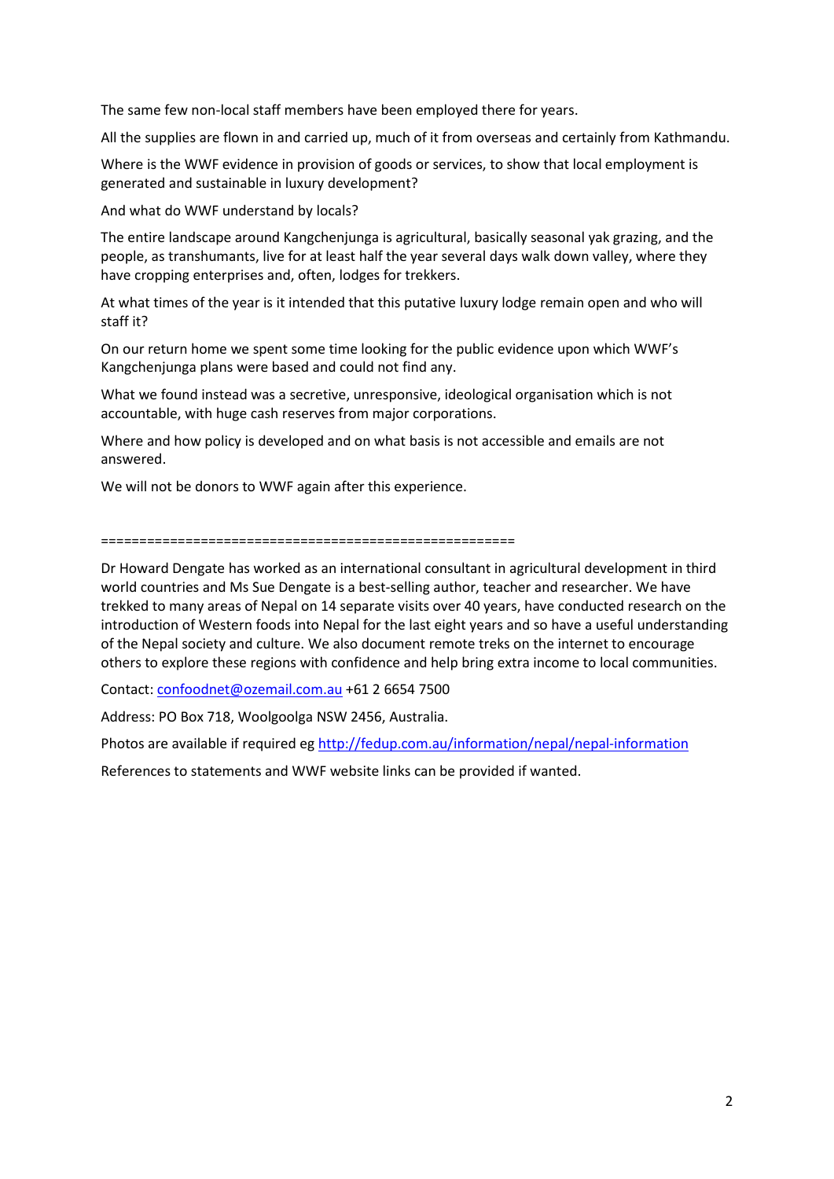The same few non-local staff members have been employed there for years.

All the supplies are flown in and carried up, much of it from overseas and certainly from Kathmandu.

Where is the WWF evidence in provision of goods or services, to show that local employment is generated and sustainable in luxury development?

And what do WWF understand by locals?

The entire landscape around Kangchenjunga is agricultural, basically seasonal yak grazing, and the people, as transhumants, live for at least half the year several days walk down valley, where they have cropping enterprises and, often, lodges for trekkers.

At what times of the year is it intended that this putative luxury lodge remain open and who will staff it?

On our return home we spent some time looking for the public evidence upon which WWF's Kangchenjunga plans were based and could not find any.

What we found instead was a secretive, unresponsive, ideological organisation which is not accountable, with huge cash reserves from major corporations.

Where and how policy is developed and on what basis is not accessible and emails are not answered.

We will not be donors to WWF again after this experience.

======================================================

Dr Howard Dengate has worked as an international consultant in agricultural development in third world countries and Ms Sue Dengate is a best-selling author, teacher and researcher. We have trekked to many areas of Nepal on 14 separate visits over 40 years, have conducted research on the introduction of Western foods into Nepal for the last eight years and so have a useful understanding of the Nepal society and culture. We also document remote treks on the internet to encourage others to explore these regions with confidence and help bring extra income to local communities.

Contact: [confoodnet@ozemail.com.au](mailto:confoodnet@ozemail.com.au) +61 2 6654 7500

Address: PO Box 718, Woolgoolga NSW 2456, Australia.

Photos are available if required eg [http://fedup.com.au/information/nepal/nepal-information](http://fedup.com.au/information/nepal/nepal-information)

References to statements and WWF website links can be provided if wanted.